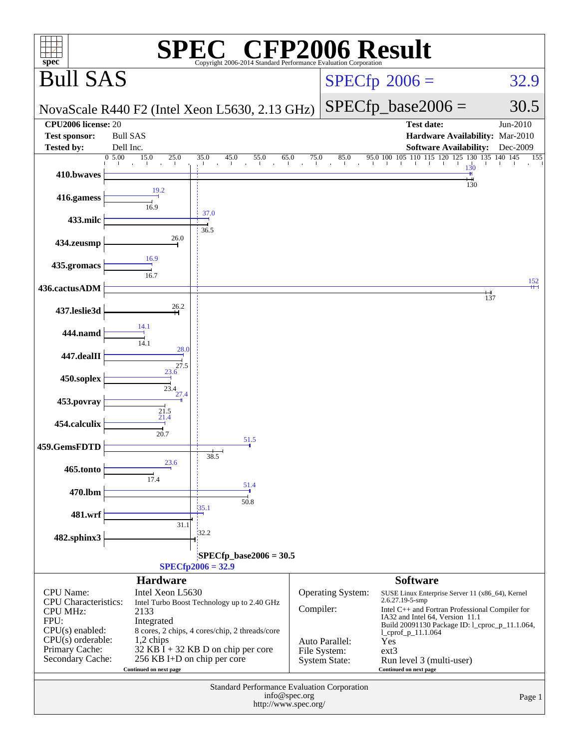# SPEC CFP2006 Result

Copyright 2006-2014 Standard Performance Evaluation Corporation

## Bull SAS

NovaScale R440 F2 (Intel Xeon L5630, 2.13 GHz)

SPECfp 2006 = 32.9

SPECfp_base2006 = 30.5

| | | | |
|---|---|---|---|
| **CPU2006 license:** | 20 | **Test date:** | Jun-2010 |
| **Test sponsor:** | Bull SAS | **Hardware Availability:** | Mar-2010 |
| **Tested by:** | Dell Inc. | **Software Availability:** | Dec-2009 |

| Benchmark | Peak | Base |
|---|---|---|
| 410.bwaves | 130 | 130 |
| 416.gamess | 19.2 | 16.9 |
| 433.milc | 37.0 | 36.5 |
| 434.zeusmp | | 26.0 |
| 435.gromacs | 16.9 | 16.7 |
| 436.cactusADM | 152 | 137 |
| 437.leslie3d | | 26.2 |
| 444.namd | 14.1 | 14.1 |
| 447.dealII | 28.0 | 27.5 |
| 450.soplex | 23.6 | 23.4 |
| 453.povray | 27.4 | 21.5 |
| 454.calculix | 21.4 | 20.7 |
| 459.GemsFDTD | 51.5 | 38.5 |
| 465.tonto | 23.6 | 17.4 |
| 470.lbm | 51.4 | 50.8 |
| 481.wrf | 35.1 | 31.1 |
| 482.sphinx3 | | 32.2 |

SPECfp_base2006 = 30.5

SPECfp2006 = 32.9

### Hardware

| | |
|---|---|
| CPU Name: | Intel Xeon L5630 |
| CPU Characteristics: | Intel Turbo Boost Technology up to 2.40 GHz |
| CPU MHz: | 2133 |
| FPU: | Integrated |
| CPU(s) enabled: | 8 cores, 2 chips, 4 cores/chip, 2 threads/core |
| CPU(s) orderable: | 1,2 chips |
| Primary Cache: | 32 KB I + 32 KB D on chip per core |
| Secondary Cache: | 256 KB I+D on chip per core |

Continued on next page

### Software

| | |
|---|---|
| Operating System: | SUSE Linux Enterprise Server 11 (x86_64), Kernel 2.6.27.19-5-smp |
| Compiler: | Intel C++ and Fortran Professional Compiler for IA32 and Intel 64, Version 11.1 Build 20091130 Package ID: l_cproc_p_11.1.064, l_cprof_p_11.1.064 |
| Auto Parallel: | Yes |
| File System: | ext3 |
| System State: | Run level 3 (multi-user) |

Continued on next page

Standard Performance Evaluation Corporation
info@spec.org
http://www.spec.org/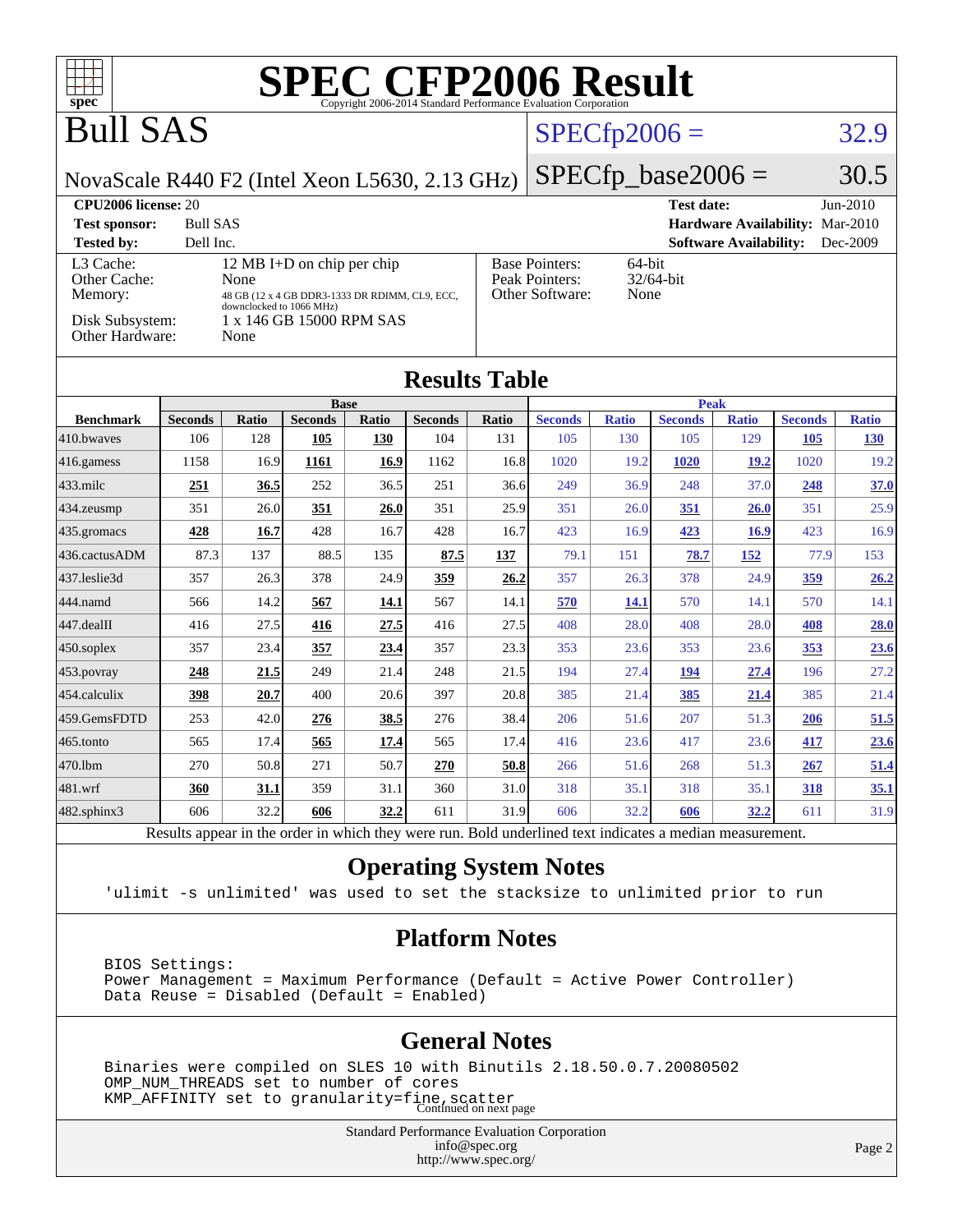# SPEC CFP2006 Result

Copyright 2006-2014 Standard Performance Evaluation Corporation

# Bull SAS

NovaScale R440 F2 (Intel Xeon L5630, 2.13 GHz)

SPECfp2006 = 32.9

SPECfp_base2006 = 30.5

**CPU2006 license:** 20  
**Test sponsor:** Bull SAS  
**Tested by:** Dell Inc.

**Test date:** Jun-2010  
**Hardware Availability:** Mar-2010  
**Software Availability:** Dec-2009

| | |
|---|---|
| L3 Cache: | 12 MB I+D on chip per chip |
| Other Cache: | None |
| Memory: | 48 GB (12 x 4 GB DDR3-1333 DR RDIMM, CL9, ECC, downclocked to 1066 MHz) |
| Disk Subsystem: | 1 x 146 GB 15000 RPM SAS |
| Other Hardware: | None |

| | |
|---|---|
| Base Pointers: | 64-bit |
| Peak Pointers: | 32/64-bit |
| Other Software: | None |

## Results Table

| | Base | | | | | | Peak | | | | | |
|---|---|---|---|---|---|---|---|---|---|---|---|---|
| **Benchmark** | **Seconds** | **Ratio** | **Seconds** | **Ratio** | **Seconds** | **Ratio** | **Seconds** | **Ratio** | **Seconds** | **Ratio** | **Seconds** | **Ratio** |
| 410.bwaves | 106 | 128 | **105** | **130** | 104 | 131 | 105 | 130 | 105 | 129 | **105** | **130** |
| 416.gamess | 1158 | 16.9 | **1161** | **16.9** | 1162 | 16.8 | 1020 | 19.2 | **1020** | **19.2** | 1020 | 19.2 |
| 433.milc | **251** | **36.5** | 252 | 36.5 | 251 | 36.6 | 249 | 36.9 | 248 | 37.0 | **248** | **37.0** |
| 434.zeusmp | 351 | 26.0 | **351** | **26.0** | 351 | 25.9 | 351 | 26.0 | **351** | **26.0** | 351 | 25.9 |
| 435.gromacs | **428** | **16.7** | 428 | 16.7 | 428 | 16.7 | 423 | 16.9 | **423** | **16.9** | 423 | 16.9 |
| 436.cactusADM | 87.3 | 137 | 88.5 | 135 | **87.5** | **137** | 79.1 | 151 | **78.7** | **152** | 77.9 | 153 |
| 437.leslie3d | 357 | 26.3 | 378 | 24.9 | **359** | **26.2** | 357 | 26.3 | 378 | 24.9 | **359** | **26.2** |
| 444.namd | 566 | 14.2 | **567** | **14.1** | 567 | 14.1 | **570** | **14.1** | 570 | 14.1 | 570 | 14.1 |
| 447.dealII | 416 | 27.5 | **416** | **27.5** | 416 | 27.5 | 408 | 28.0 | 408 | 28.0 | **408** | **28.0** |
| 450.soplex | 357 | 23.4 | **357** | **23.4** | 357 | 23.3 | 353 | 23.6 | 353 | 23.6 | **353** | **23.6** |
| 453.povray | **248** | **21.5** | 249 | 21.4 | 248 | 21.5 | 194 | 27.4 | **194** | **27.4** | 196 | 27.2 |
| 454.calculix | **398** | **20.7** | 400 | 20.6 | 397 | 20.8 | 385 | 21.4 | **385** | **21.4** | 385 | 21.4 |
| 459.GemsFDTD | 253 | 42.0 | **276** | **38.5** | 276 | 38.4 | 206 | 51.6 | 207 | 51.3 | **206** | **51.5** |
| 465.tonto | 565 | 17.4 | **565** | **17.4** | 565 | 17.4 | 416 | 23.6 | 417 | 23.6 | **417** | **23.6** |
| 470.lbm | 270 | 50.8 | 271 | 50.7 | **270** | **50.8** | 266 | 51.6 | 268 | 51.3 | **267** | **51.4** |
| 481.wrf | **360** | **31.1** | 359 | 31.1 | 360 | 31.0 | 318 | 35.1 | 318 | 35.1 | **318** | **35.1** |
| 482.sphinx3 | 606 | 32.2 | **606** | **32.2** | 611 | 31.9 | 606 | 32.2 | **606** | **32.2** | 611 | 31.9 |

Results appear in the order in which they were run. Bold underlined text indicates a median measurement.

## Operating System Notes

```
'ulimit -s unlimited' was used to set the stacksize to unlimited prior to run
```

## Platform Notes

```
BIOS Settings:
Power Management = Maximum Performance (Default = Active Power Controller)
Data Reuse = Disabled (Default = Enabled)
```

## General Notes

```
Binaries were compiled on SLES 10 with Binutils 2.18.50.0.7.20080502
OMP_NUM_THREADS set to number of cores
KMP_AFFINITY set to granularity=fine,scatter
```

Continued on next page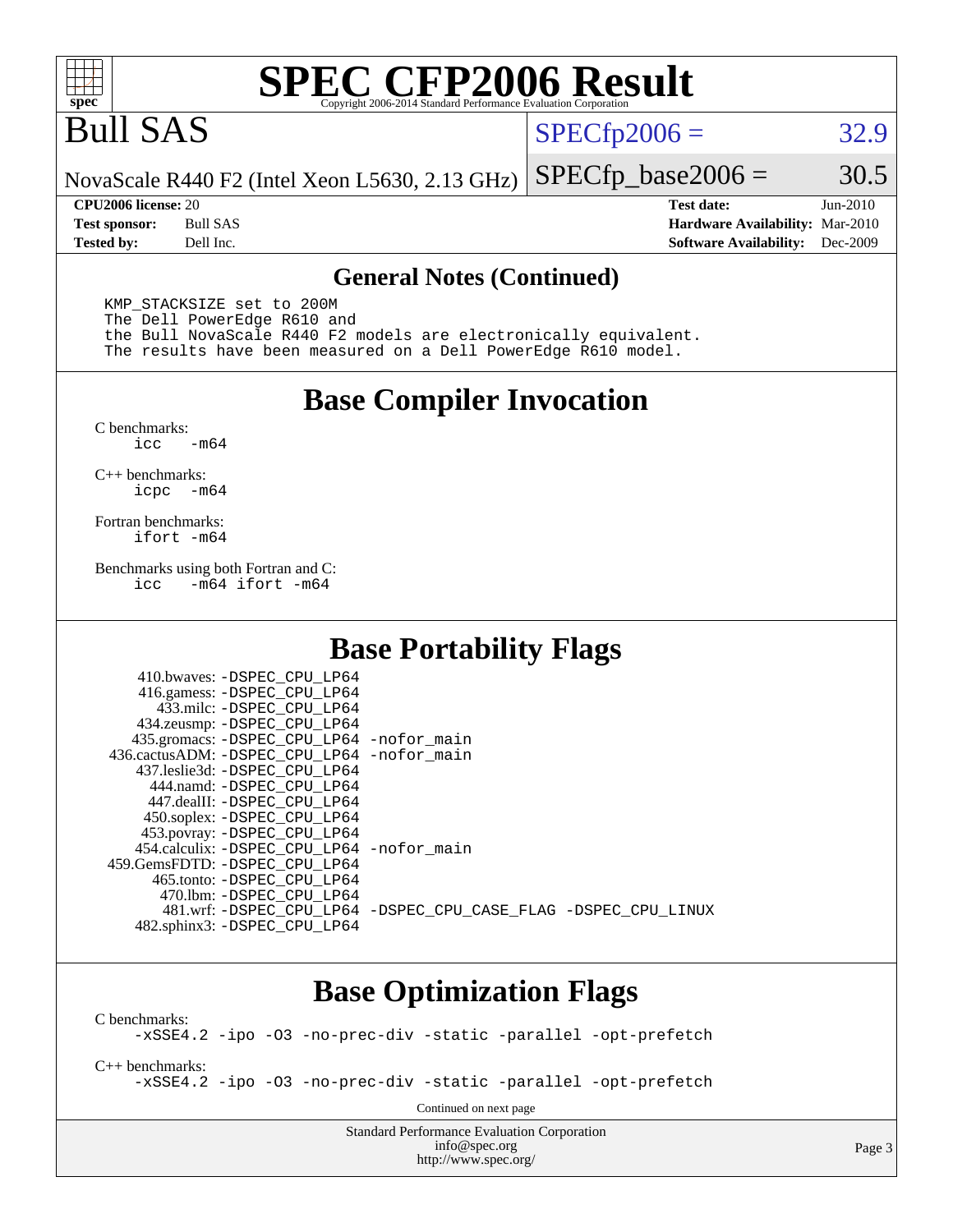## General Notes (Continued)

```
KMP_STACKSIZE set to 200M
The Dell PowerEdge R610 and
the Bull NovaScale R440 F2 models are electronically equivalent.
The results have been measured on a Dell PowerEdge R610 model.
```

## Base Compiler Invocation

C benchmarks:
```
icc   -m64
```

C++ benchmarks:
```
icpc  -m64
```

Fortran benchmarks:
```
ifort -m64
```

Benchmarks using both Fortran and C:
```
icc   -m64 ifort -m64
```

## Base Portability Flags

```
    410.bwaves: -DSPEC_CPU_LP64
    416.gamess: -DSPEC_CPU_LP64
      433.milc: -DSPEC_CPU_LP64
    434.zeusmp: -DSPEC_CPU_LP64
   435.gromacs: -DSPEC_CPU_LP64 -nofor_main
436.cactusADM: -DSPEC_CPU_LP64 -nofor_main
   437.leslie3d: -DSPEC_CPU_LP64
     444.namd: -DSPEC_CPU_LP64
    447.dealII: -DSPEC_CPU_LP64
    450.soplex: -DSPEC_CPU_LP64
    453.povray: -DSPEC_CPU_LP64
  454.calculix: -DSPEC_CPU_LP64 -nofor_main
 459.GemsFDTD: -DSPEC_CPU_LP64
     465.tonto: -DSPEC_CPU_LP64
      470.lbm: -DSPEC_CPU_LP64
      481.wrf: -DSPEC_CPU_LP64 -DSPEC_CPU_CASE_FLAG -DSPEC_CPU_LINUX
   482.sphinx3: -DSPEC_CPU_LP64
```

## Base Optimization Flags

C benchmarks:
```
-xSSE4.2 -ipo -O3 -no-prec-div -static -parallel -opt-prefetch
```

C++ benchmarks:
```
-xSSE4.2 -ipo -O3 -no-prec-div -static -parallel -opt-prefetch
```

Continued on next page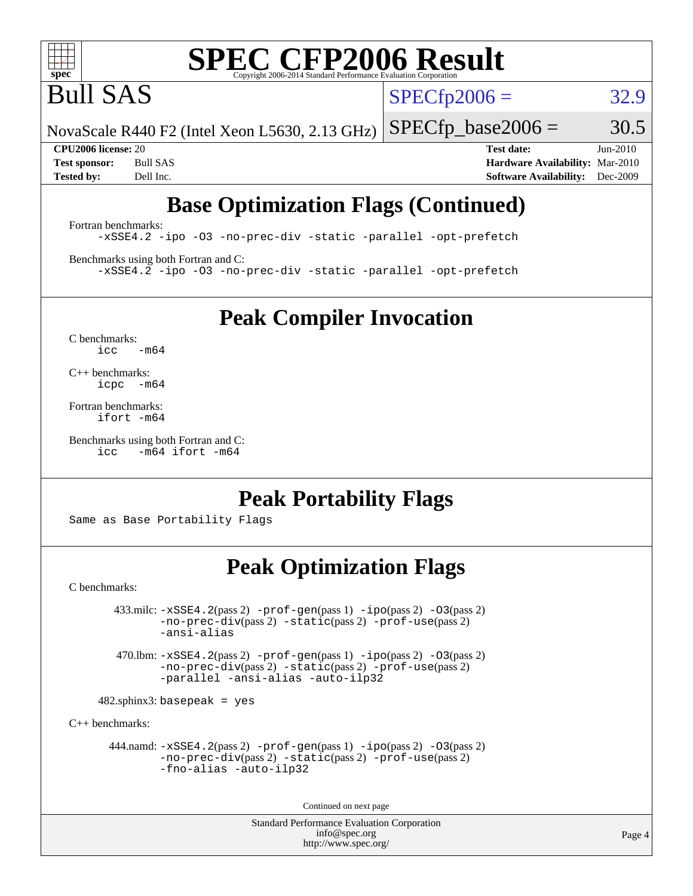# Base Optimization Flags (Continued)

Fortran benchmarks:

```
-xSSE4.2 -ipo -O3 -no-prec-div -static -parallel -opt-prefetch
```

Benchmarks using both Fortran and C:

```
-xSSE4.2 -ipo -O3 -no-prec-div -static -parallel -opt-prefetch
```

# Peak Compiler Invocation

C benchmarks:

```
icc   -m64
```

C++ benchmarks:

```
icpc  -m64
```

Fortran benchmarks:

```
ifort -m64
```

Benchmarks using both Fortran and C:

```
icc   -m64 ifort -m64
```

# Peak Portability Flags

Same as Base Portability Flags

# Peak Optimization Flags

C benchmarks:

433.milc: -xSSE4.2(pass 2) -prof-gen(pass 1) -ipo(pass 2) -O3(pass 2) -no-prec-div(pass 2) -static(pass 2) -prof-use(pass 2) -ansi-alias

470.lbm: -xSSE4.2(pass 2) -prof-gen(pass 1) -ipo(pass 2) -O3(pass 2) -no-prec-div(pass 2) -static(pass 2) -prof-use(pass 2) -parallel -ansi-alias -auto-ilp32

482.sphinx3: basepeak = yes

C++ benchmarks:

444.namd: -xSSE4.2(pass 2) -prof-gen(pass 1) -ipo(pass 2) -O3(pass 2) -no-prec-div(pass 2) -static(pass 2) -prof-use(pass 2) -fno-alias -auto-ilp32

Continued on next page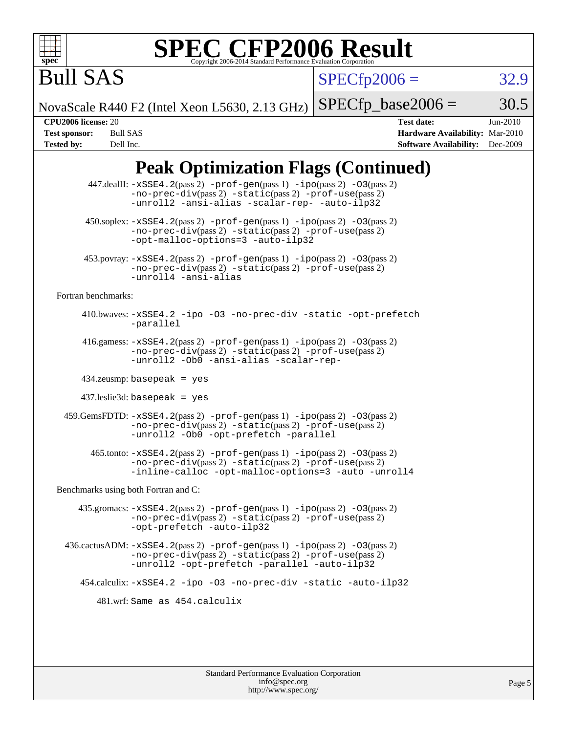Bull SAS

NovaScale R440 F2 (Intel Xeon L5630, 2.13 GHz)

SPECfp2006 = 32.9

SPECfp_base2006 = 30.5

**CPU2006 license:** 20
**Test sponsor:** Bull SAS
**Tested by:** Dell Inc.

**Test date:** Jun-2010
**Hardware Availability:** Mar-2010
**Software Availability:** Dec-2009

# Peak Optimization Flags (Continued)

447.dealII: `-xSSE4.2`(pass 2) `-prof-gen`(pass 1) `-ipo`(pass 2) `-O3`(pass 2) `-no-prec-div`(pass 2) `-static`(pass 2) `-prof-use`(pass 2) `-unroll2 -ansi-alias -scalar-rep- -auto-ilp32`

450.soplex: `-xSSE4.2`(pass 2) `-prof-gen`(pass 1) `-ipo`(pass 2) `-O3`(pass 2) `-no-prec-div`(pass 2) `-static`(pass 2) `-prof-use`(pass 2) `-opt-malloc-options=3 -auto-ilp32`

453.povray: `-xSSE4.2`(pass 2) `-prof-gen`(pass 1) `-ipo`(pass 2) `-O3`(pass 2) `-no-prec-div`(pass 2) `-static`(pass 2) `-prof-use`(pass 2) `-unroll4 -ansi-alias`

Fortran benchmarks:

410.bwaves: `-xSSE4.2 -ipo -O3 -no-prec-div -static -opt-prefetch -parallel`

416.gamess: `-xSSE4.2`(pass 2) `-prof-gen`(pass 1) `-ipo`(pass 2) `-O3`(pass 2) `-no-prec-div`(pass 2) `-static`(pass 2) `-prof-use`(pass 2) `-unroll2 -Ob0 -ansi-alias -scalar-rep-`

434.zeusmp: `basepeak = yes`

437.leslie3d: `basepeak = yes`

459.GemsFDTD: `-xSSE4.2`(pass 2) `-prof-gen`(pass 1) `-ipo`(pass 2) `-O3`(pass 2) `-no-prec-div`(pass 2) `-static`(pass 2) `-prof-use`(pass 2) `-unroll2 -Ob0 -opt-prefetch -parallel`

465.tonto: `-xSSE4.2`(pass 2) `-prof-gen`(pass 1) `-ipo`(pass 2) `-O3`(pass 2) `-no-prec-div`(pass 2) `-static`(pass 2) `-prof-use`(pass 2) `-inline-calloc -opt-malloc-options=3 -auto -unroll4`

Benchmarks using both Fortran and C:

435.gromacs: `-xSSE4.2`(pass 2) `-prof-gen`(pass 1) `-ipo`(pass 2) `-O3`(pass 2) `-no-prec-div`(pass 2) `-static`(pass 2) `-prof-use`(pass 2) `-opt-prefetch -auto-ilp32`

436.cactusADM: `-xSSE4.2`(pass 2) `-prof-gen`(pass 1) `-ipo`(pass 2) `-O3`(pass 2) `-no-prec-div`(pass 2) `-static`(pass 2) `-prof-use`(pass 2) `-unroll2 -opt-prefetch -parallel -auto-ilp32`

454.calculix: `-xSSE4.2 -ipo -O3 -no-prec-div -static -auto-ilp32`

481.wrf: `Same as 454.calculix`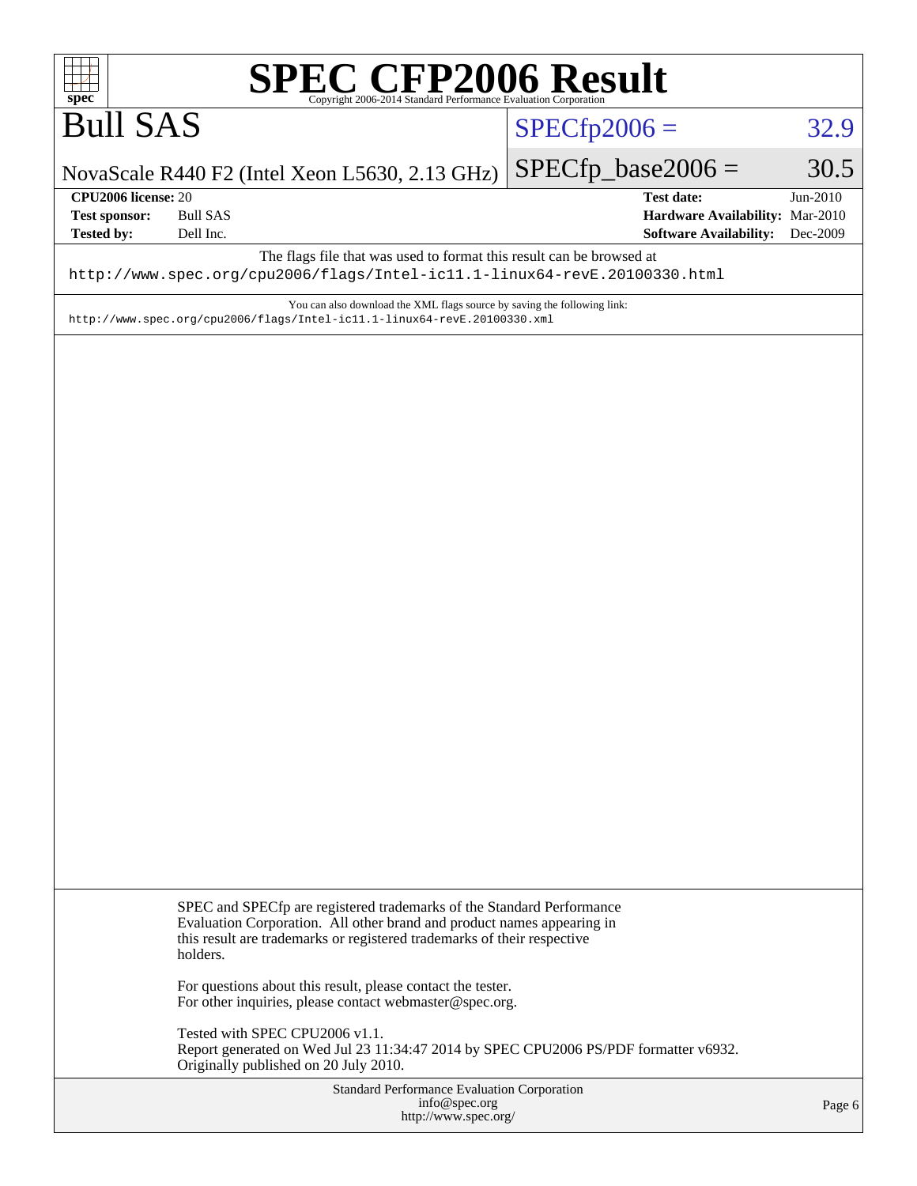# SPEC CFP2006 Result

Copyright 2006-2014 Standard Performance Evaluation Corporation

## Bull SAS

NovaScale R440 F2 (Intel Xeon L5630, 2.13 GHz)

SPECfp2006 = 32.9

SPECfp_base2006 = 30.5

| | | | |
|---|---|---|---|
| **CPU2006 license:** | 20 | **Test date:** | Jun-2010 |
| **Test sponsor:** | Bull SAS | **Hardware Availability:** | Mar-2010 |
| **Tested by:** | Dell Inc. | **Software Availability:** | Dec-2009 |

The flags file that was used to format this result can be browsed at
http://www.spec.org/cpu2006/flags/Intel-ic11.1-linux64-revE.20100330.html

You can also download the XML flags source by saving the following link:
http://www.spec.org/cpu2006/flags/Intel-ic11.1-linux64-revE.20100330.xml

SPEC and SPECfp are registered trademarks of the Standard Performance Evaluation Corporation. All other brand and product names appearing in this result are trademarks or registered trademarks of their respective holders.

For questions about this result, please contact the tester.
For other inquiries, please contact webmaster@spec.org.

Tested with SPEC CPU2006 v1.1.
Report generated on Wed Jul 23 11:34:47 2014 by SPEC CPU2006 PS/PDF formatter v6932.
Originally published on 20 July 2010.

Standard Performance Evaluation Corporation
info@spec.org
http://www.spec.org/